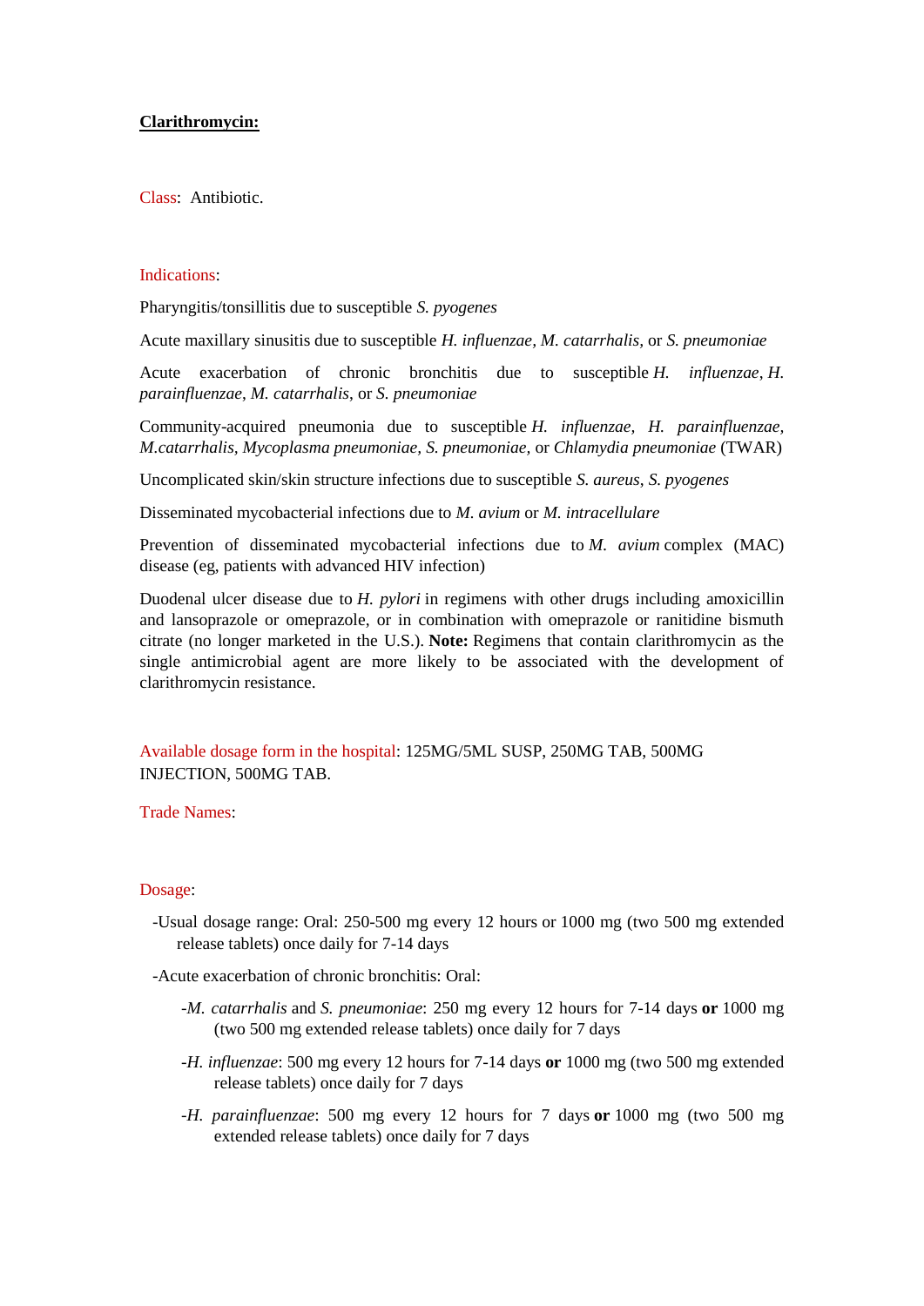**<u>Clarithromycin:</u>**

Class: Antibiotic.

Indications:

Pharyngitis/tonsillitis due to susceptible *S. pyogenes*

Acute maxillary sinusitis due to susceptible *H. influenzae*, *M. catarrhalis*, or *S. pneumoniae*

Acute exacerbation of chronic bronchitis due to susceptible *H. influenzae*, *H. parainfluenzae*, *M. catarrhalis*, or *S. pneumoniae*

Community-acquired pneumonia due to susceptible *H. influenzae, H. parainfluenzae, M.catarrhalis, Mycoplasma pneumoniae, S. pneumoniae,* or *Chlamydia pneumoniae* (TWAR)

Uncomplicated skin/skin structure infections due to susceptible *S. aureus*, *S. pyogenes*

Disseminated mycobacterial infections due to *M. avium* or *M. intracellulare*

Prevention of disseminated mycobacterial infections due to *M. avium* complex (MAC) disease (eg, patients with advanced HIV infection)

Duodenal ulcer disease due to *H. pylori* in regimens with other drugs including amoxicillin and lansoprazole or omeprazole, or in combination with omeprazole or ranitidine bismuth citrate (no longer marketed in the U.S.). **Note:** Regimens that contain clarithromycin as the single antimicrobial agent are more likely to be associated with the development of clarithromycin resistance.

Available dosage form in the hospital: 125MG/5ML SUSP, 250MG TAB, 500MG INJECTION, 500MG TAB.

Trade Names:

Dosage:

-Usual dosage range: Oral: 250-500 mg every 12 hours or 1000 mg (two 500 mg extended release tablets) once daily for 7-14 days

-Acute exacerbation of chronic bronchitis: Oral:

- -*M. catarrhalis* and *S. pneumoniae*: 250 mg every 12 hours for 7-14 days **or** 1000 mg (two 500 mg extended release tablets) once daily for 7 days
- -*H. influenzae*: 500 mg every 12 hours for 7-14 days **or** 1000 mg (two 500 mg extended release tablets) once daily for 7 days
- -*H. parainfluenzae*: 500 mg every 12 hours for 7 days **or** 1000 mg (two 500 mg extended release tablets) once daily for 7 days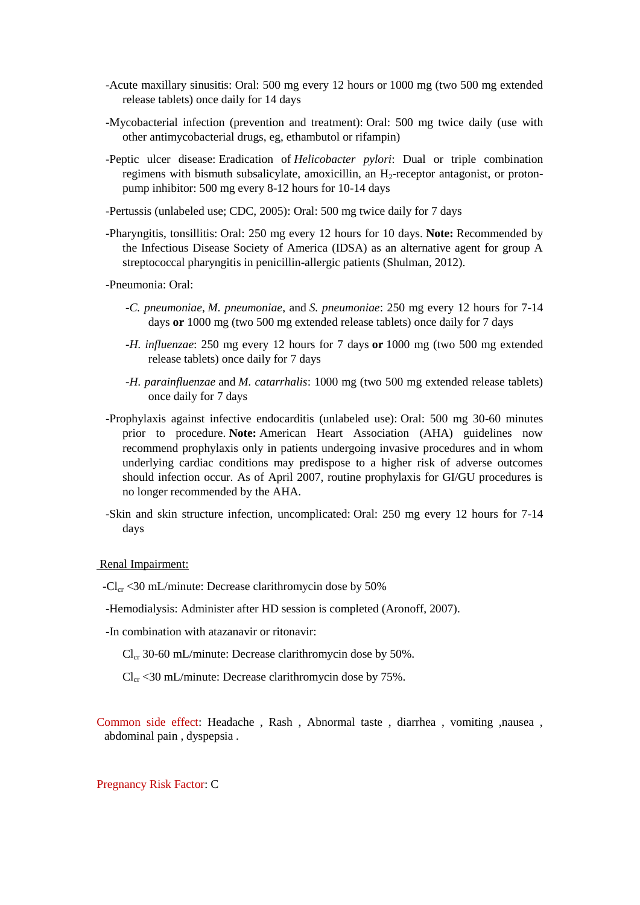-Acute maxillary sinusitis: Oral: 500 mg every 12 hours or 1000 mg (two 500 mg extended release tablets) once daily for 14 days

-Mycobacterial infection (prevention and treatment): Oral: 500 mg twice daily (use with other antimycobacterial drugs, eg, ethambutol or rifampin)

-Peptic ulcer disease: Eradication of *Helicobacter pylori*: Dual or triple combination regimens with bismuth subsalicylate, amoxicillin, an $H_2$-receptor antagonist, or proton-pump inhibitor: 500 mg every 8-12 hours for 10-14 days

-Pertussis (unlabeled use; CDC, 2005): Oral: 500 mg twice daily for 7 days

-Pharyngitis, tonsillitis: Oral: 250 mg every 12 hours for 10 days. **Note:** Recommended by the Infectious Disease Society of America (IDSA) as an alternative agent for group A streptococcal pharyngitis in penicillin-allergic patients (Shulman, 2012).

-Pneumonia: Oral:

-*C. pneumoniae*, *M. pneumoniae*, and *S. pneumoniae*: 250 mg every 12 hours for 7-14 days **or** 1000 mg (two 500 mg extended release tablets) once daily for 7 days

-*H. influenzae*: 250 mg every 12 hours for 7 days **or** 1000 mg (two 500 mg extended release tablets) once daily for 7 days

-*H. parainfluenzae* and *M. catarrhalis*: 1000 mg (two 500 mg extended release tablets) once daily for 7 days

-Prophylaxis against infective endocarditis (unlabeled use): Oral: 500 mg 30-60 minutes prior to procedure. **Note:** American Heart Association (AHA) guidelines now recommend prophylaxis only in patients undergoing invasive procedures and in whom underlying cardiac conditions may predispose to a higher risk of adverse outcomes should infection occur. As of April 2007, routine prophylaxis for GI/GU procedures is no longer recommended by the AHA.

-Skin and skin structure infection, uncomplicated: Oral: 250 mg every 12 hours for 7-14 days

Renal Impairment:

-$Cl_{cr}$ <30 mL/minute: Decrease clarithromycin dose by 50%

-Hemodialysis: Administer after HD session is completed (Aronoff, 2007).

-In combination with atazanavir or ritonavir:

$Cl_{cr}$ 30-60 mL/minute: Decrease clarithromycin dose by 50%.

$Cl_{cr}$ <30 mL/minute: Decrease clarithromycin dose by 75%.

Common side effect: Headache , Rash , Abnormal taste , diarrhea , vomiting ,nausea , abdominal pain , dyspepsia .

Pregnancy Risk Factor: C